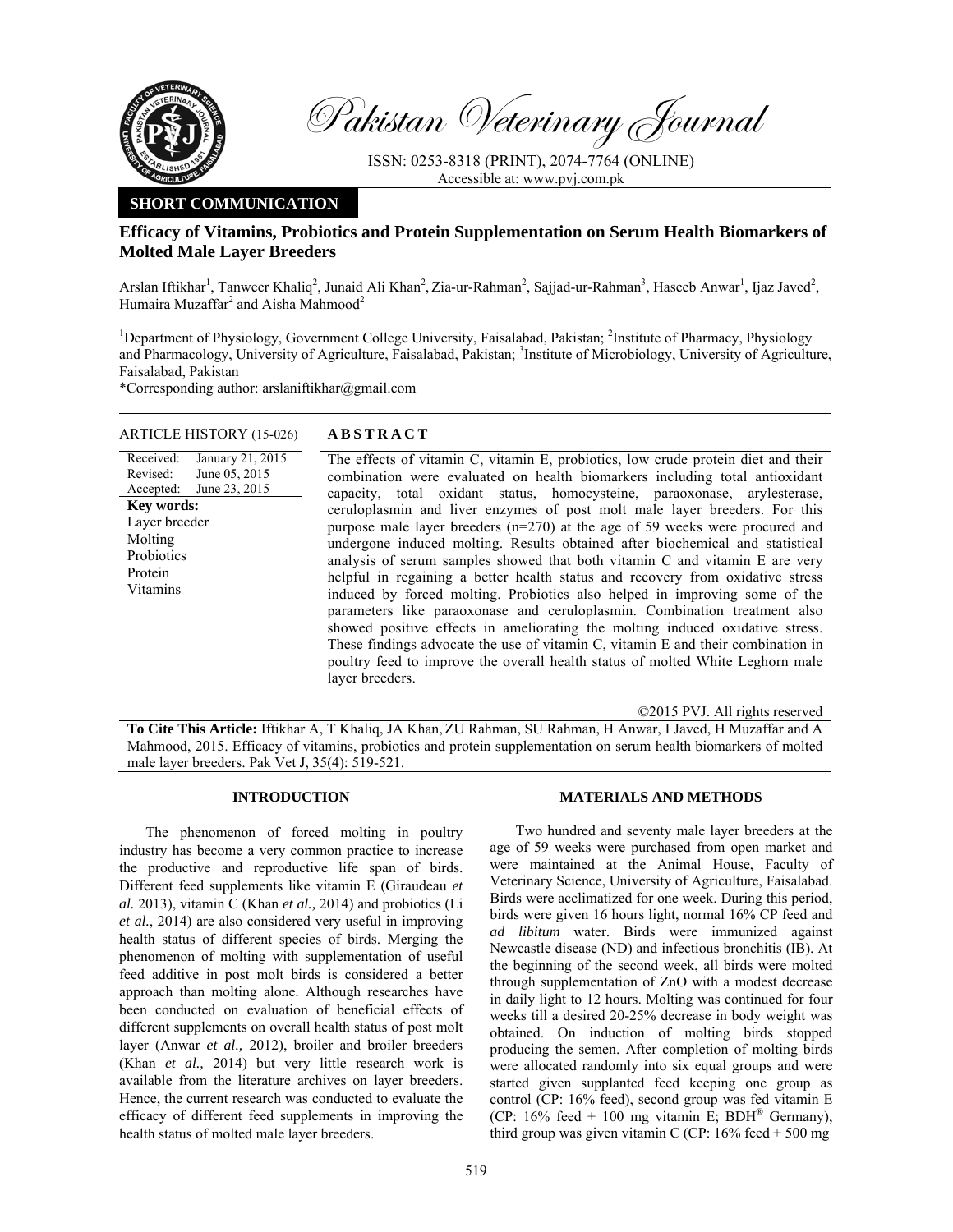Pakistan Veterinary Journal

ISSN: 0253-8318 (PRINT), 2074-7764 (ONLINE)
Accessible at: www.pvj.com.pk

**SHORT COMMUNICATION**

# Efficacy of Vitamins, Probiotics and Protein Supplementation on Serum Health Biomarkers of Molted Male Layer Breeders

Arslan Iftikhar[1], Tanweer Khaliq[2], Junaid Ali Khan[2], Zia-ur-Rahman[2], Sajjad-ur-Rahman[3], Haseeb Anwar[1], Ijaz Javed[2], Humaira Muzaffar[2] and Aisha Mahmood[2]

[1]Department of Physiology, Government College University, Faisalabad, Pakistan; [2]Institute of Pharmacy, Physiology and Pharmacology, University of Agriculture, Faisalabad, Pakistan; [3]Institute of Microbiology, University of Agriculture, Faisalabad, Pakistan

*Corresponding author: arslaniftikhar@gmail.com

**ARTICLE HISTORY** (15-026)

Received: January 21, 2015
Revised: June 05, 2015
Accepted: June 23, 2015

**Key words:**
Layer breeder
Molting
Probiotics
Protein
Vitamins

## ABSTRACT

The effects of vitamin C, vitamin E, probiotics, low crude protein diet and their combination were evaluated on health biomarkers including total antioxidant capacity, total oxidant status, homocysteine, paraoxonase, arylesterase, ceruloplasmin and liver enzymes of post molt male layer breeders. For this purpose male layer breeders (n=270) at the age of 59 weeks were procured and undergone induced molting. Results obtained after biochemical and statistical analysis of serum samples showed that both vitamin C and vitamin E are very helpful in regaining a better health status and recovery from oxidative stress induced by forced molting. Probiotics also helped in improving some of the parameters like paraoxonase and ceruloplasmin. Combination treatment also showed positive effects in ameliorating the molting induced oxidative stress. These findings advocate the use of vitamin C, vitamin E and their combination in poultry feed to improve the overall health status of molted White Leghorn male layer breeders.

©2015 PVJ. All rights reserved

**To Cite This Article:** Iftikhar A, T Khaliq, JA Khan, ZU Rahman, SU Rahman, H Anwar, I Javed, H Muzaffar and A Mahmood, 2015. Efficacy of vitamins, probiotics and protein supplementation on serum health biomarkers of molted male layer breeders. Pak Vet J, 35(4): 519-521.

## INTRODUCTION

The phenomenon of forced molting in poultry industry has become a very common practice to increase the productive and reproductive life span of birds. Different feed supplements like vitamin E (Giraudeau *et al.* 2013), vitamin C (Khan *et al.,* 2014) and probiotics (Li *et al.*, 2014) are also considered very useful in improving health status of different species of birds. Merging the phenomenon of molting with supplementation of useful feed additive in post molt birds is considered a better approach than molting alone. Although researches have been conducted on evaluation of beneficial effects of different supplements on overall health status of post molt layer (Anwar *et al.,* 2012), broiler and broiler breeders (Khan *et al.,* 2014) but very little research work is available from the literature archives on layer breeders. Hence, the current research was conducted to evaluate the efficacy of different feed supplements in improving the health status of molted male layer breeders.

## MATERIALS AND METHODS

Two hundred and seventy male layer breeders at the age of 59 weeks were purchased from open market and were maintained at the Animal House, Faculty of Veterinary Science, University of Agriculture, Faisalabad. Birds were acclimatized for one week. During this period, birds were given 16 hours light, normal 16% CP feed and *ad libitum* water. Birds were immunized against Newcastle disease (ND) and infectious bronchitis (IB). At the beginning of the second week, all birds were molted through supplementation of ZnO with a modest decrease in daily light to 12 hours. Molting was continued for four weeks till a desired 20-25% decrease in body weight was obtained. On induction of molting birds stopped producing the semen. After completion of molting birds were allocated randomly into six equal groups and were started given supplanted feed keeping one group as control (CP: 16% feed), second group was fed vitamin E (CP: 16% feed + 100 mg vitamin E; BDH® Germany), third group was given vitamin C (CP: 16% feed + 500 mg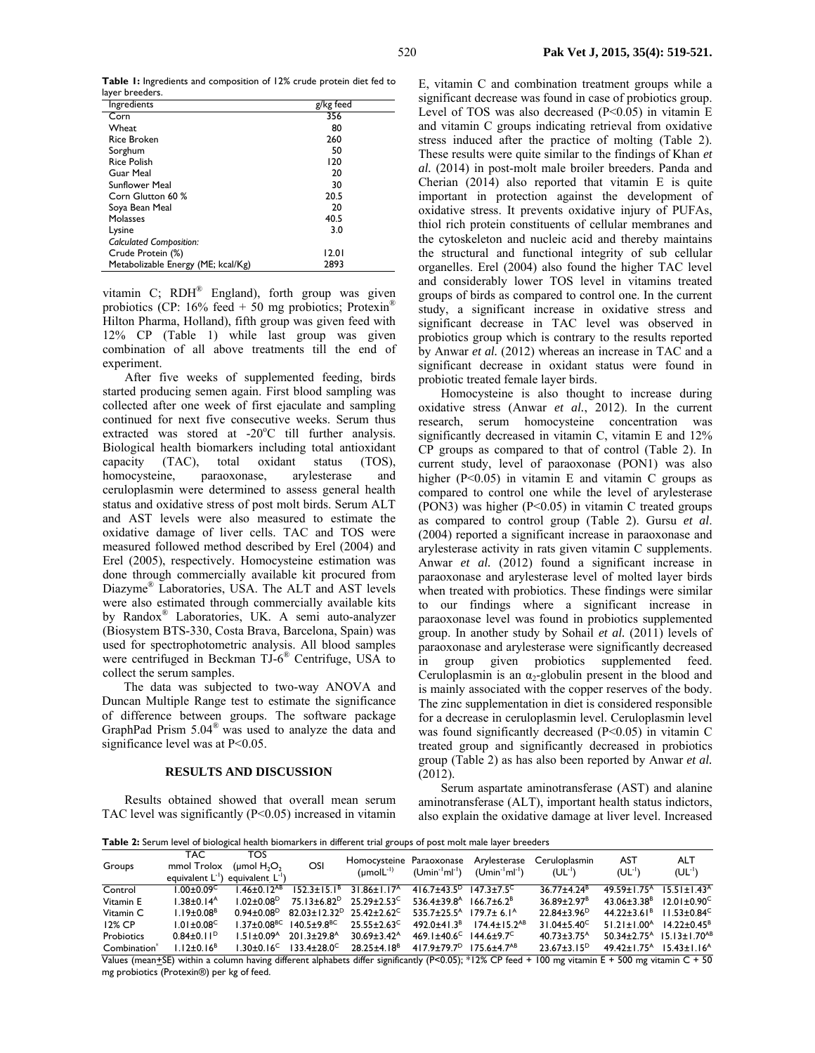**Table 1:** Ingredients and composition of 12% crude protein diet fed to layer breeders.

| Ingredients | g/kg feed |
|---|---|
| Corn | 356 |
| Wheat | 80 |
| Rice Broken | 260 |
| Sorghum | 50 |
| Rice Polish | 120 |
| Guar Meal | 20 |
| Sunflower Meal | 30 |
| Corn Glutton 60 % | 20.5 |
| Soya Bean Meal | 20 |
| Molasses | 40.5 |
| Lysine | 3.0 |
| *Calculated Composition:* | |
| Crude Protein (%) | 12.01 |
| Metabolizable Energy (ME; kcal/Kg) | 2893 |

vitamin C; RDH® England), forth group was given probiotics (CP: 16% feed + 50 mg probiotics; Protexin® Hilton Pharma, Holland), fifth group was given feed with 12% CP (Table 1) while last group was given combination of all above treatments till the end of experiment.

After five weeks of supplemented feeding, birds started producing semen again. First blood sampling was collected after one week of first ejaculate and sampling continued for next five consecutive weeks. Serum thus extracted was stored at -20°C till further analysis. Biological health biomarkers including total antioxidant capacity (TAC), total oxidant status (TOS), homocysteine, paraoxonase, arylesterase and ceruloplasmin were determined to assess general health status and oxidative stress of post molt birds. Serum ALT and AST levels were also measured to estimate the oxidative damage of liver cells. TAC and TOS were measured followed method described by Erel (2004) and Erel (2005), respectively. Homocysteine estimation was done through commercially available kit procured from Diazyme® Laboratories, USA. The ALT and AST levels were also estimated through commercially available kits by Randox® Laboratories, UK. A semi auto-analyzer (Biosystem BTS-330, Costa Brava, Barcelona, Spain) was used for spectrophotometric analysis. All blood samples were centrifuged in Beckman TJ-6® Centrifuge, USA to collect the serum samples.

The data was subjected to two-way ANOVA and Duncan Multiple Range test to estimate the significance of difference between groups. The software package GraphPad Prism 5.04® was used to analyze the data and significance level was at $P<0.05$.

## RESULTS AND DISCUSSION

Results obtained showed that overall mean serum TAC level was significantly ($P<0.05$) increased in vitamin E, vitamin C and combination treatment groups while a significant decrease was found in case of probiotics group. Level of TOS was also decreased ($P<0.05$) in vitamin E and vitamin C groups indicating retrieval from oxidative stress induced after the practice of molting (Table 2). These results were quite similar to the findings of Khan *et al.* (2014) in post-molt male broiler breeders. Panda and Cherian (2014) also reported that vitamin E is quite important in protection against the development of oxidative stress. It prevents oxidative injury of PUFAs, thiol rich protein constituents of cellular membranes and the cytoskeleton and nucleic acid and thereby maintains the structural and functional integrity of sub cellular organelles. Erel (2004) also found the higher TAC level and considerably lower TOS level in vitamins treated groups of birds as compared to control one. In the current study, a significant increase in oxidative stress and significant decrease in TAC level was observed in probiotics group which is contrary to the results reported by Anwar *et al.* (2012) whereas an increase in TAC and a significant decrease in oxidant status were found in probiotic treated female layer birds.

Homocysteine is also thought to increase during oxidative stress (Anwar *et al.*, 2012). In the current research, serum homocysteine concentration was significantly decreased in vitamin C, vitamin E and 12% CP groups as compared to that of control (Table 2). In current study, level of paraoxonase (PON1) was also higher ($P<0.05$) in vitamin E and vitamin C groups as compared to control one while the level of arylesterase (PON3) was higher ($P<0.05$) in vitamin C treated groups as compared to control group (Table 2). Gursu *et al*. (2004) reported a significant increase in paraoxonase and arylesterase activity in rats given vitamin C supplements. Anwar *et al.* (2012) found a significant increase in paraoxonase and arylesterase level of molted layer birds when treated with probiotics. These findings were similar to our findings where a significant increase in paraoxonase level was found in probiotics supplemented group. In another study by Sohail *et al.* (2011) levels of paraoxonase and arylesterase were significantly decreased in group given probiotics supplemented feed. Ceruloplasmin is an $\alpha_2$-globulin present in the blood and is mainly associated with the copper reserves of the body. The zinc supplementation in diet is considered responsible for a decrease in ceruloplasmin level. Ceruloplasmin level was found significantly decreased ($P<0.05$) in vitamin C treated group and significantly decreased in probiotics group (Table 2) as has also been reported by Anwar *et al.* (2012).

Serum aspartate aminotransferase (AST) and alanine aminotransferase (ALT), important health status indictors, also explain the oxidative damage at liver level. Increased

**Table 2:** Serum level of biological health biomarkers in different trial groups of post molt male layer breeders

| Groups | TAC mmol Trolox equivalent $L^{-1}$ | TOS (µmol $H_2O_2$ equivalent $L^{-1}$) | OSI | Homocysteine (µmol$L^{-1}$) | Paraoxonase (Umin$^{-1}$ml$^{-1}$) | Arylesterase (Umin$^{-1}$ml$^{-1}$) | Ceruloplasmin (UL$^{-1}$) | AST (UL$^{-1}$) | ALT (UL$^{-1}$) |
|---|---|---|---|---|---|---|---|---|---|
| Control | 1.00±0.09$^{C}$ | 1.46±0.12$^{AB}$ | 152.3±15.1$^{B}$ | 31.86±1.17$^{A}$ | 416.7±43.5$^{D}$ | 147.3±7.5$^{C}$ | 36.77±4.24$^{B}$ | 49.59±1.75$^{A}$ | 15.51±1.43$^{A}$ |
| Vitamin E | 1.38±0.14$^{A}$ | 1.02±0.08$^{D}$ | 75.13±6.82$^{D}$ | 25.29±2.53$^{C}$ | 536.4±39.8$^{A}$ | 166.7±6.2$^{B}$ | 36.89±2.97$^{B}$ | 43.06±3.38$^{B}$ | 12.01±0.90$^{C}$ |
| Vitamin C | 1.19±0.08$^{B}$ | 0.94±0.08$^{D}$ | 82.03±12.32$^{D}$ | 25.42±2.62$^{C}$ | 535.7±25.5$^{A}$ | 179.7± 6.1$^{A}$ | 22.84±3.96$^{D}$ | 44.22±3.61$^{B}$ | 11.53±0.84$^{C}$ |
| 12% CP | 1.01±0.08$^{C}$ | 1.37±0.08$^{BC}$ | 140.5±9.8$^{BC}$ | 25.55±2.63$^{C}$ | 492.0±41.3$^{B}$ | 174.4±15.2$^{AB}$ | 31.04±5.40$^{C}$ | 51.21±1.00$^{A}$ | 14.22±0.45$^{B}$ |
| Probiotics | 0.84±0.11$^{D}$ | 1.51±0.09$^{A}$ | 201.3±29.8$^{A}$ | 30.69±3.42$^{A}$ | 469.1±40.6$^{C}$ | 144.6±9.7$^{C}$ | 40.73±3.75$^{A}$ | 50.34±2.75$^{A}$ | 15.13±1.70$^{AB}$ |
| Combination* | 1.12±0.16$^{B}$ | 1.30±0.16$^{C}$ | 133.4±28.0$^{C}$ | 28.25±4.18$^{B}$ | 417.9±79.7$^{D}$ | 175.6±4.7$^{AB}$ | 23.67±3.15$^{D}$ | 49.42±1.75$^{A}$ | 15.43±1.16$^{A}$ |

Values (mean±SE) within a column having different alphabets differ significantly ($P<0.05$); *12% CP feed + 100 mg vitamin E + 500 mg vitamin C + 50 mg probiotics (Protexin®) per kg of feed.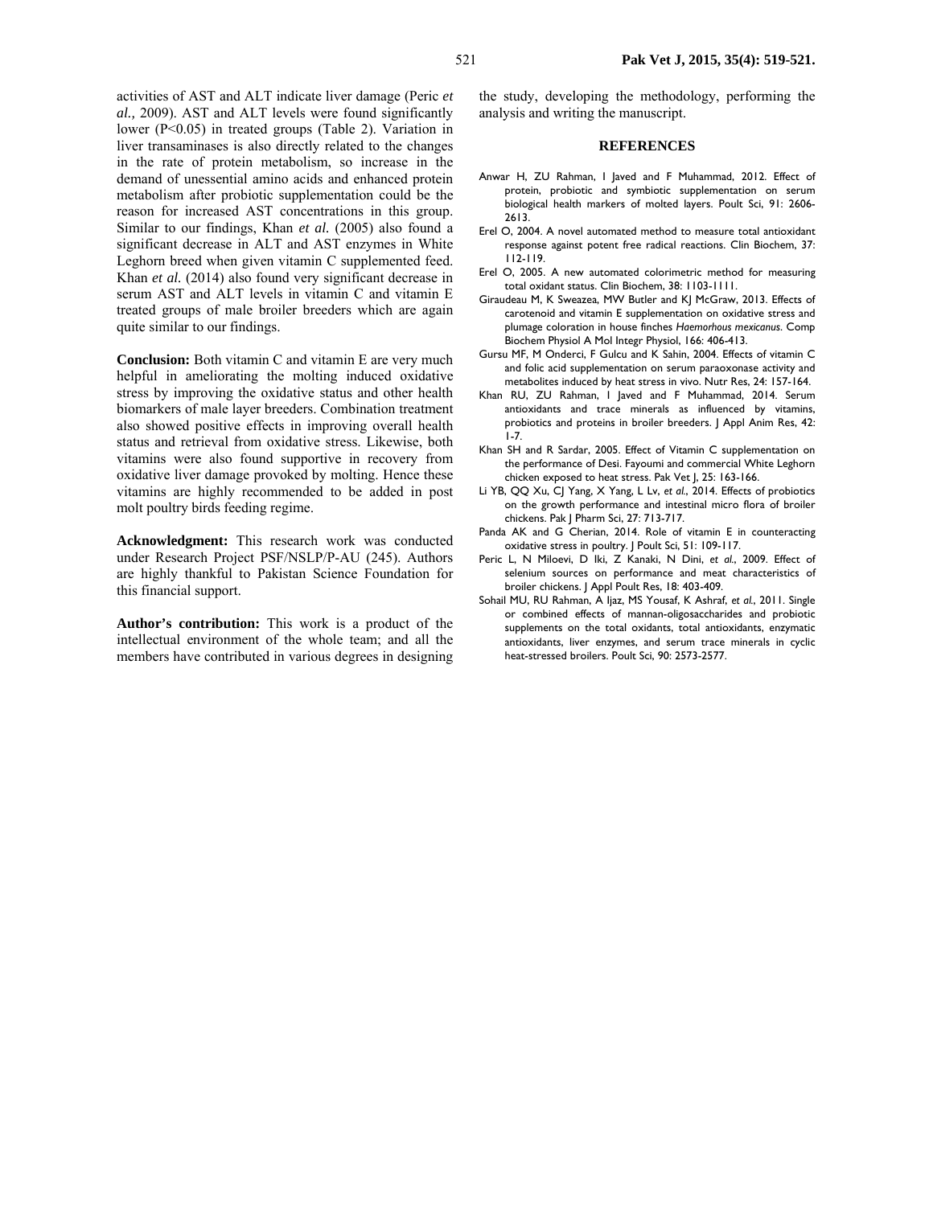activities of AST and ALT indicate liver damage (Peric *et al.,* 2009). AST and ALT levels were found significantly lower ($P<0.05$) in treated groups (Table 2). Variation in liver transaminases is also directly related to the changes in the rate of protein metabolism, so increase in the demand of unessential amino acids and enhanced protein metabolism after probiotic supplementation could be the reason for increased AST concentrations in this group. Similar to our findings, Khan *et al.* (2005) also found a significant decrease in ALT and AST enzymes in White Leghorn breed when given vitamin C supplemented feed. Khan *et al.* (2014) also found very significant decrease in serum AST and ALT levels in vitamin C and vitamin E treated groups of male broiler breeders which are again quite similar to our findings.

**Conclusion:** Both vitamin C and vitamin E are very much helpful in ameliorating the molting induced oxidative stress by improving the oxidative status and other health biomarkers of male layer breeders. Combination treatment also showed positive effects in improving overall health status and retrieval from oxidative stress. Likewise, both vitamins were also found supportive in recovery from oxidative liver damage provoked by molting. Hence these vitamins are highly recommended to be added in post molt poultry birds feeding regime.

**Acknowledgment:** This research work was conducted under Research Project PSF/NSLP/P-AU (245). Authors are highly thankful to Pakistan Science Foundation for this financial support.

**Author's contribution:** This work is a product of the intellectual environment of the whole team; and all the members have contributed in various degrees in designing the study, developing the methodology, performing the analysis and writing the manuscript.

## REFERENCES

Anwar H, ZU Rahman, I Javed and F Muhammad, 2012. Effect of protein, probiotic and symbiotic supplementation on serum biological health markers of molted layers. Poult Sci, 91: 2606-2613.

Erel O, 2004. A novel automated method to measure total antioxidant response against potent free radical reactions. Clin Biochem, 37: 112-119.

Erel O, 2005. A new automated colorimetric method for measuring total oxidant status. Clin Biochem, 38: 1103-1111.

Giraudeau M, K Sweazea, MW Butler and KJ McGraw, 2013. Effects of carotenoid and vitamin E supplementation on oxidative stress and plumage coloration in house finches *Haemorhous mexicanus.* Comp Biochem Physiol A Mol Integr Physiol, 166: 406-413.

Gursu MF, M Onderci, F Gulcu and K Sahin, 2004. Effects of vitamin C and folic acid supplementation on serum paraoxonase activity and metabolites induced by heat stress in vivo. Nutr Res, 24: 157-164.

Khan RU, ZU Rahman, I Javed and F Muhammad, 2014. Serum antioxidants and trace minerals as influenced by vitamins, probiotics and proteins in broiler breeders. J Appl Anim Res, 42: 1-7.

Khan SH and R Sardar, 2005. Effect of Vitamin C supplementation on the performance of Desi. Fayoumi and commercial White Leghorn chicken exposed to heat stress. Pak Vet J, 25: 163-166.

Li YB, QQ Xu, CJ Yang, X Yang, L Lv, *et al.*, 2014. Effects of probiotics on the growth performance and intestinal micro flora of broiler chickens. Pak J Pharm Sci, 27: 713-717.

Panda AK and G Cherian, 2014. Role of vitamin E in counteracting oxidative stress in poultry. J Poult Sci, 51: 109-117.

Peric L, N Miloevi, D Iki, Z Kanaki, N Dini, *et al.*, 2009. Effect of selenium sources on performance and meat characteristics of broiler chickens. J Appl Poult Res, 18: 403-409.

Sohail MU, RU Rahman, A Ijaz, MS Yousaf, K Ashraf, *et al.*, 2011. Single or combined effects of mannan-oligosaccharides and probiotic supplements on the total oxidants, total antioxidants, enzymatic antioxidants, liver enzymes, and serum trace minerals in cyclic heat-stressed broilers. Poult Sci, 90: 2573-2577.